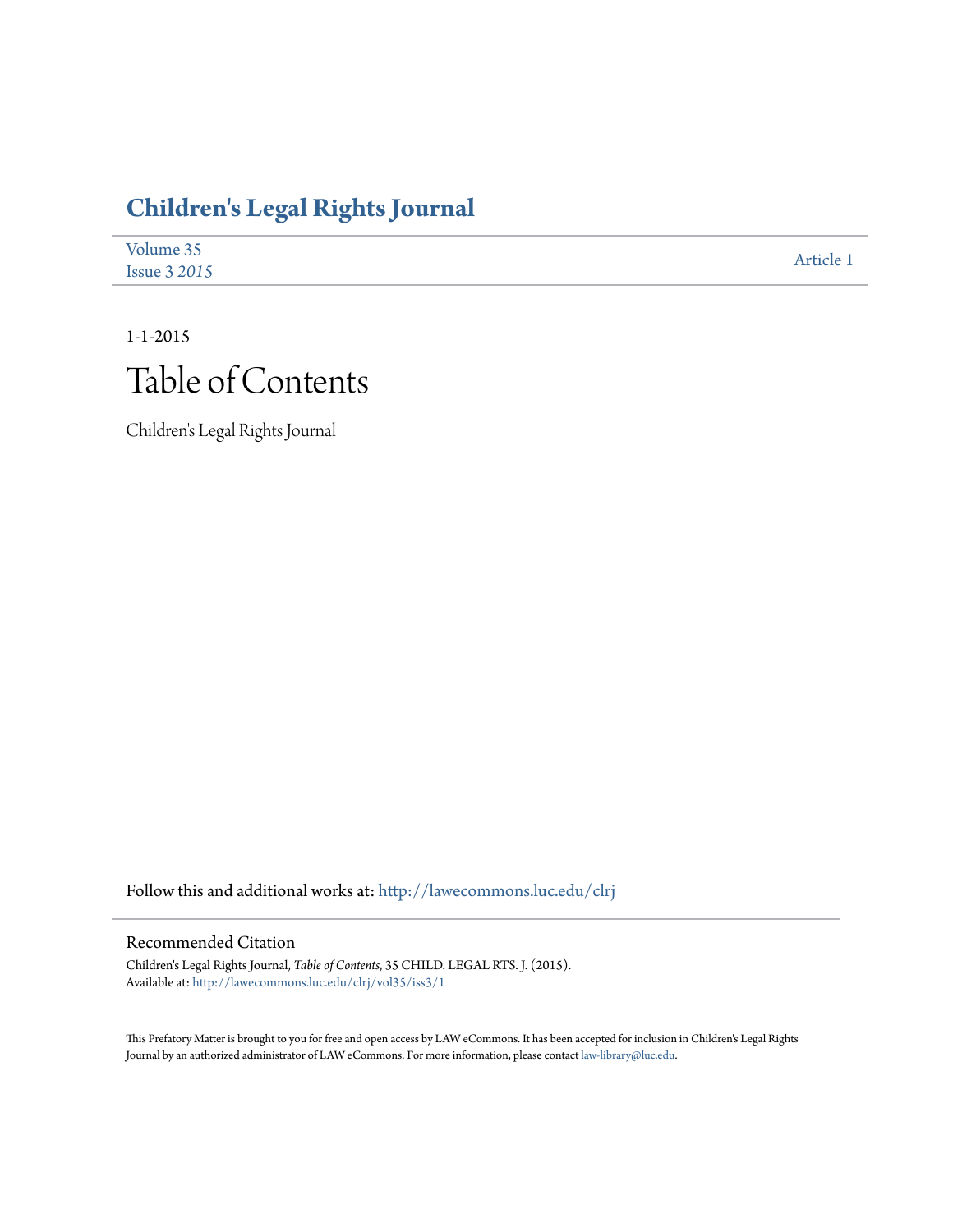# Children's Legal Rights Journal

Volume 35
Issue 3 *2015*

Article 1

1-1-2015

# Table of Contents

Children's Legal Rights Journal

Follow this and additional works at: http://lawecommons.luc.edu/clrj

## Recommended Citation

Children's Legal Rights Journal, *Table of Contents*, 35 CHILD. LEGAL RTS. J. (2015).
Available at: http://lawecommons.luc.edu/clrj/vol35/iss3/1

This Prefatory Matter is brought to you for free and open access by LAW eCommons. It has been accepted for inclusion in Children's Legal Rights Journal by an authorized administrator of LAW eCommons. For more information, please contact law-library@luc.edu.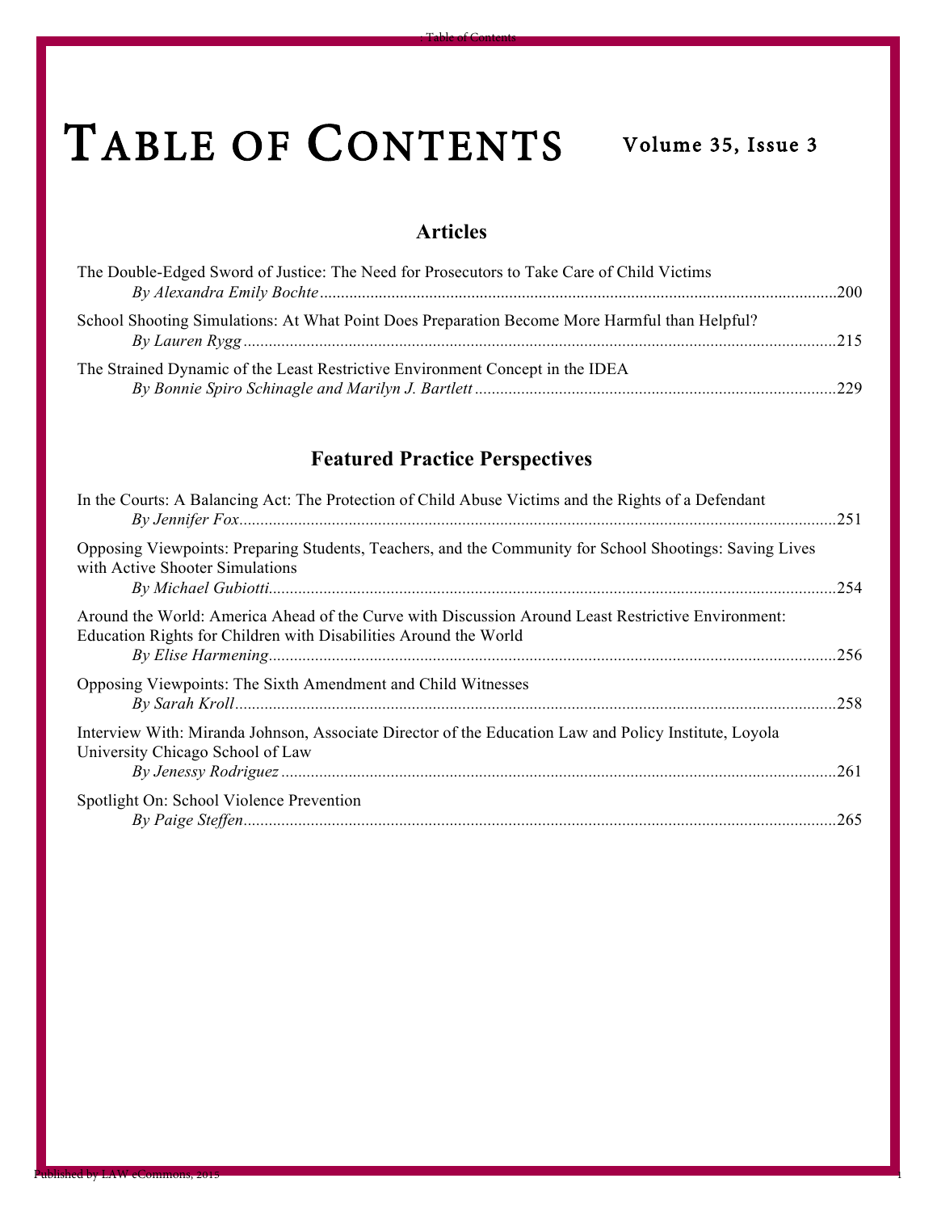# Table of Contents

Volume 35, Issue 3

## Articles

The Double-Edged Sword of Justice: The Need for Prosecutors to Take Care of Child Victims
*By Alexandra Emily Bochte* ..... 200

School Shooting Simulations: At What Point Does Preparation Become More Harmful than Helpful?
*By Lauren Rygg* ..... 215

The Strained Dynamic of the Least Restrictive Environment Concept in the IDEA
*By Bonnie Spiro Schinagle and Marilyn J. Bartlett* ..... 229

## Featured Practice Perspectives

In the Courts: A Balancing Act: The Protection of Child Abuse Victims and the Rights of a Defendant
*By Jennifer Fox* ..... 251

Opposing Viewpoints: Preparing Students, Teachers, and the Community for School Shootings: Saving Lives with Active Shooter Simulations
*By Michael Gubiotti* ..... 254

Around the World: America Ahead of the Curve with Discussion Around Least Restrictive Environment: Education Rights for Children with Disabilities Around the World
*By Elise Harmening* ..... 256

Opposing Viewpoints: The Sixth Amendment and Child Witnesses
*By Sarah Kroll* ..... 258

Interview With: Miranda Johnson, Associate Director of the Education Law and Policy Institute, Loyola University Chicago School of Law
*By Jenessy Rodriguez* ..... 261

Spotlight On: School Violence Prevention
*By Paige Steffen* ..... 265